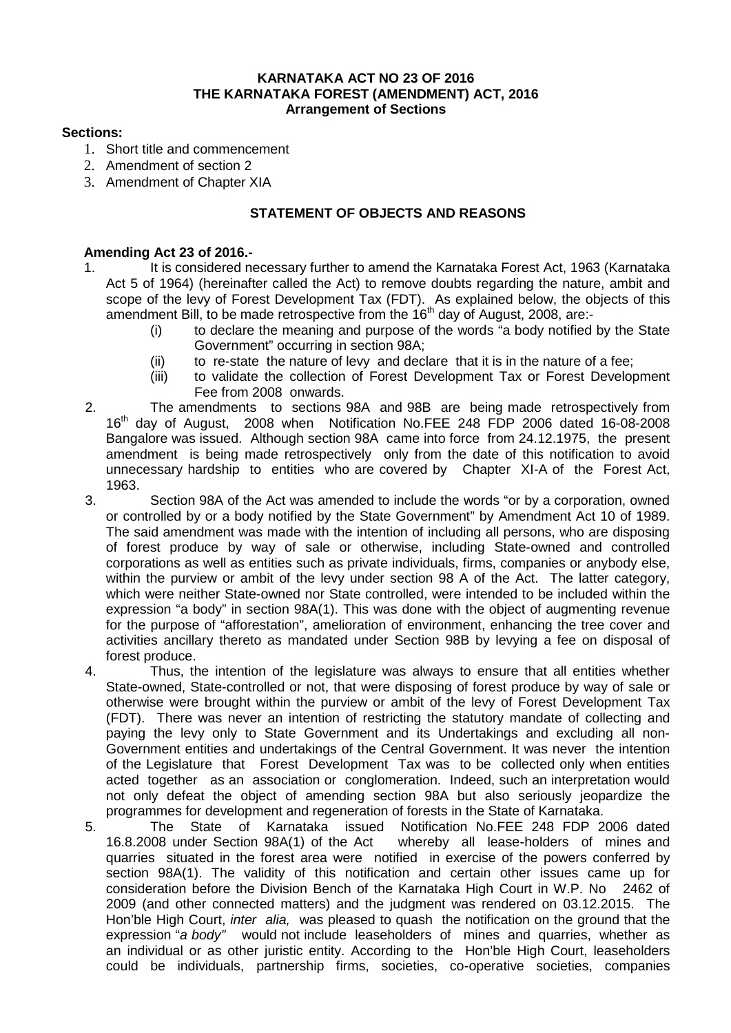**KARNATAKA ACT NO 23 OF 2016**
**THE KARNATAKA FOREST (AMENDMENT) ACT, 2016**
**Arrangement of Sections**

**Sections:**

1. Short title and commencement
2. Amendment of section 2
3. Amendment of Chapter XIA

## STATEMENT OF OBJECTS AND REASONS

**Amending Act 23 of 2016.-**

1. It is considered necessary further to amend the Karnataka Forest Act, 1963 (Karnataka Act 5 of 1964) (hereinafter called the Act) to remove doubts regarding the nature, ambit and scope of the levy of Forest Development Tax (FDT). As explained below, the objects of this amendment Bill, to be made retrospective from the 16th day of August, 2008, are:-
   (i) to declare the meaning and purpose of the words "a body notified by the State Government" occurring in section 98A;
   (ii) to re-state the nature of levy and declare that it is in the nature of a fee;
   (iii) to validate the collection of Forest Development Tax or Forest Development Fee from 2008 onwards.
2. The amendments to sections 98A and 98B are being made retrospectively from 16th day of August, 2008 when Notification No.FEE 248 FDP 2006 dated 16-08-2008 Bangalore was issued. Although section 98A came into force from 24.12.1975, the present amendment is being made retrospectively only from the date of this notification to avoid unnecessary hardship to entities who are covered by Chapter XI-A of the Forest Act, 1963.
3. Section 98A of the Act was amended to include the words "or by a corporation, owned or controlled by or a body notified by the State Government" by Amendment Act 10 of 1989. The said amendment was made with the intention of including all persons, who are disposing of forest produce by way of sale or otherwise, including State-owned and controlled corporations as well as entities such as private individuals, firms, companies or anybody else, within the purview or ambit of the levy under section 98 A of the Act. The latter category, which were neither State-owned nor State controlled, were intended to be included within the expression "a body" in section 98A(1). This was done with the object of augmenting revenue for the purpose of "afforestation", amelioration of environment, enhancing the tree cover and activities ancillary thereto as mandated under Section 98B by levying a fee on disposal of forest produce.
4. Thus, the intention of the legislature was always to ensure that all entities whether State-owned, State-controlled or not, that were disposing of forest produce by way of sale or otherwise were brought within the purview or ambit of the levy of Forest Development Tax (FDT). There was never an intention of restricting the statutory mandate of collecting and paying the levy only to State Government and its Undertakings and excluding all non-Government entities and undertakings of the Central Government. It was never the intention of the Legislature that Forest Development Tax was to be collected only when entities acted together as an association or conglomeration. Indeed, such an interpretation would not only defeat the object of amending section 98A but also seriously jeopardize the programmes for development and regeneration of forests in the State of Karnataka.
5. The State of Karnataka issued Notification No.FEE 248 FDP 2006 dated 16.8.2008 under Section 98A(1) of the Act whereby all lease-holders of mines and quarries situated in the forest area were notified in exercise of the powers conferred by section 98A(1). The validity of this notification and certain other issues came up for consideration before the Division Bench of the Karnataka High Court in W.P. No 2462 of 2009 (and other connected matters) and the judgment was rendered on 03.12.2015. The Hon'ble High Court, *inter alia,* was pleased to quash the notification on the ground that the expression "*a body"* would not include leaseholders of mines and quarries, whether as an individual or as other juristic entity. According to the Hon'ble High Court, leaseholders could be individuals, partnership firms, societies, co-operative societies, companies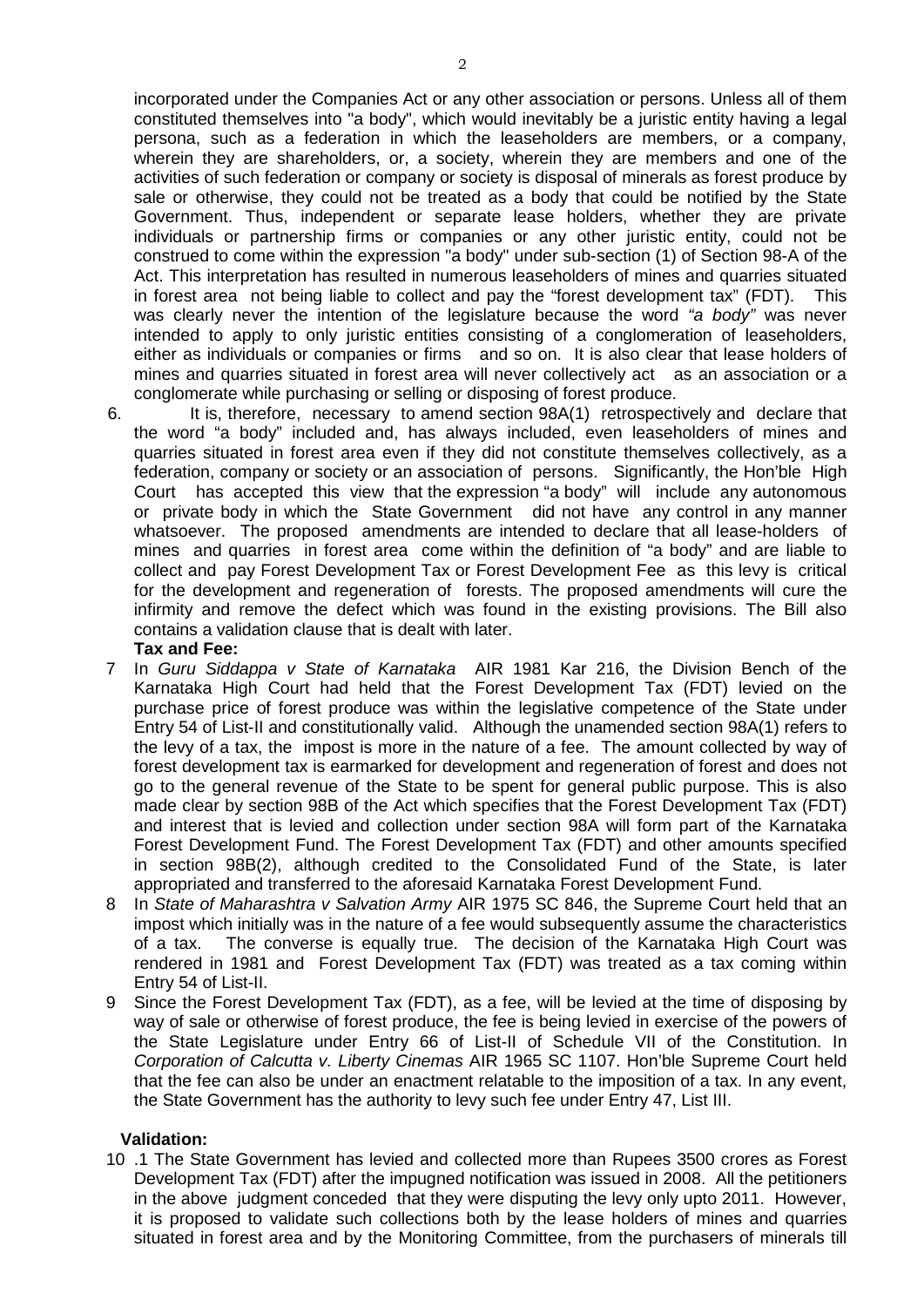incorporated under the Companies Act or any other association or persons. Unless all of them constituted themselves into "a body", which would inevitably be a juristic entity having a legal persona, such as a federation in which the leaseholders are members, or a company, wherein they are shareholders, or, a society, wherein they are members and one of the activities of such federation or company or society is disposal of minerals as forest produce by sale or otherwise, they could not be treated as a body that could be notified by the State Government. Thus, independent or separate lease holders, whether they are private individuals or partnership firms or companies or any other juristic entity, could not be construed to come within the expression "a body" under sub-section (1) of Section 98-A of the Act. This interpretation has resulted in numerous leaseholders of mines and quarries situated in forest area not being liable to collect and pay the "forest development tax" (FDT). This was clearly never the intention of the legislature because the word *"a body"* was never intended to apply to only juristic entities consisting of a conglomeration of leaseholders, either as individuals or companies or firms and so on. It is also clear that lease holders of mines and quarries situated in forest area will never collectively act as an association or a conglomerate while purchasing or selling or disposing of forest produce.

6. It is, therefore, necessary to amend section 98A(1) retrospectively and declare that the word "a body" included and, has always included, even leaseholders of mines and quarries situated in forest area even if they did not constitute themselves collectively, as a federation, company or society or an association of persons. Significantly, the Hon'ble High Court has accepted this view that the expression "a body" will include any autonomous or private body in which the State Government did not have any control in any manner whatsoever. The proposed amendments are intended to declare that all lease-holders of mines and quarries in forest area come within the definition of "a body" and are liable to collect and pay Forest Development Tax or Forest Development Fee as this levy is critical for the development and regeneration of forests. The proposed amendments will cure the infirmity and remove the defect which was found in the existing provisions. The Bill also contains a validation clause that is dealt with later.

**Tax and Fee:**

7 In *Guru Siddappa v State of Karnataka* AIR 1981 Kar 216, the Division Bench of the Karnataka High Court had held that the Forest Development Tax (FDT) levied on the purchase price of forest produce was within the legislative competence of the State under Entry 54 of List-II and constitutionally valid. Although the unamended section 98A(1) refers to the levy of a tax, the impost is more in the nature of a fee. The amount collected by way of forest development tax is earmarked for development and regeneration of forest and does not go to the general revenue of the State to be spent for general public purpose. This is also made clear by section 98B of the Act which specifies that the Forest Development Tax (FDT) and interest that is levied and collection under section 98A will form part of the Karnataka Forest Development Fund. The Forest Development Tax (FDT) and other amounts specified in section 98B(2), although credited to the Consolidated Fund of the State, is later appropriated and transferred to the aforesaid Karnataka Forest Development Fund.

8 In *State of Maharashtra v Salvation Army* AIR 1975 SC 846, the Supreme Court held that an impost which initially was in the nature of a fee would subsequently assume the characteristics of a tax. The converse is equally true. The decision of the Karnataka High Court was rendered in 1981 and Forest Development Tax (FDT) was treated as a tax coming within Entry 54 of List-II.

9 Since the Forest Development Tax (FDT), as a fee, will be levied at the time of disposing by way of sale or otherwise of forest produce, the fee is being levied in exercise of the powers of the State Legislature under Entry 66 of List-II of Schedule VII of the Constitution. In *Corporation of Calcutta v. Liberty Cinemas* AIR 1965 SC 1107. Hon'ble Supreme Court held that the fee can also be under an enactment relatable to the imposition of a tax. In any event, the State Government has the authority to levy such fee under Entry 47, List III.

**Validation:**

10 .1 The State Government has levied and collected more than Rupees 3500 crores as Forest Development Tax (FDT) after the impugned notification was issued in 2008. All the petitioners in the above judgment conceded that they were disputing the levy only upto 2011. However, it is proposed to validate such collections both by the lease holders of mines and quarries situated in forest area and by the Monitoring Committee, from the purchasers of minerals till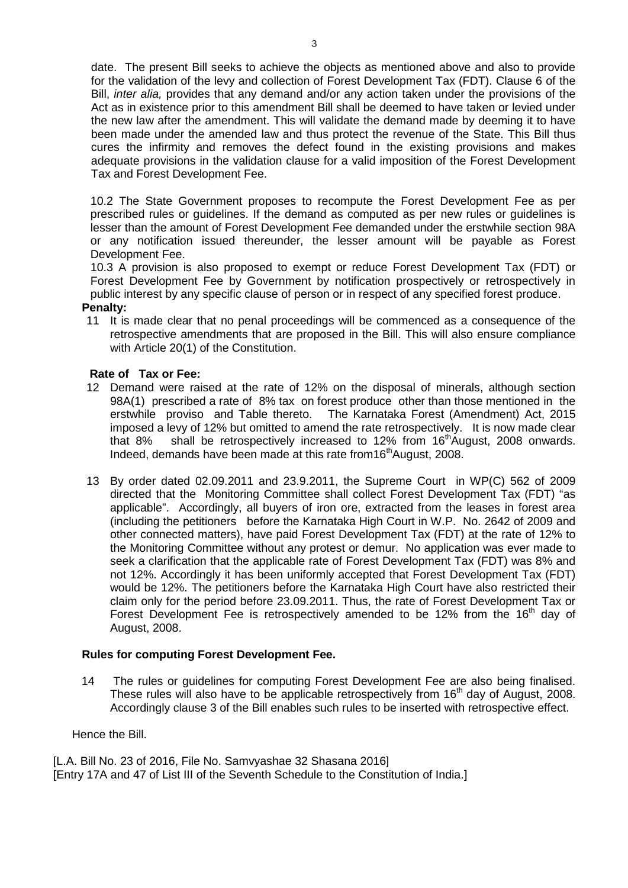date. The present Bill seeks to achieve the objects as mentioned above and also to provide for the validation of the levy and collection of Forest Development Tax (FDT). Clause 6 of the Bill, *inter alia,* provides that any demand and/or any action taken under the provisions of the Act as in existence prior to this amendment Bill shall be deemed to have taken or levied under the new law after the amendment. This will validate the demand made by deeming it to have been made under the amended law and thus protect the revenue of the State. This Bill thus cures the infirmity and removes the defect found in the existing provisions and makes adequate provisions in the validation clause for a valid imposition of the Forest Development Tax and Forest Development Fee.

10.2 The State Government proposes to recompute the Forest Development Fee as per prescribed rules or guidelines. If the demand as computed as per new rules or guidelines is lesser than the amount of Forest Development Fee demanded under the erstwhile section 98A or any notification issued thereunder, the lesser amount will be payable as Forest Development Fee.

10.3 A provision is also proposed to exempt or reduce Forest Development Tax (FDT) or Forest Development Fee by Government by notification prospectively or retrospectively in public interest by any specific clause of person or in respect of any specified forest produce.

**Penalty:**

11 It is made clear that no penal proceedings will be commenced as a consequence of the retrospective amendments that are proposed in the Bill. This will also ensure compliance with Article 20(1) of the Constitution.

**Rate of Tax or Fee:**

12 Demand were raised at the rate of 12% on the disposal of minerals, although section 98A(1) prescribed a rate of 8% tax on forest produce other than those mentioned in the erstwhile proviso and Table thereto. The Karnataka Forest (Amendment) Act, 2015 imposed a levy of 12% but omitted to amend the rate retrospectively. It is now made clear that 8% shall be retrospectively increased to 12% from 16th August, 2008 onwards. Indeed, demands have been made at this rate from16th August, 2008.

13 By order dated 02.09.2011 and 23.9.2011, the Supreme Court in WP(C) 562 of 2009 directed that the Monitoring Committee shall collect Forest Development Tax (FDT) "as applicable". Accordingly, all buyers of iron ore, extracted from the leases in forest area (including the petitioners before the Karnataka High Court in W.P. No. 2642 of 2009 and other connected matters), have paid Forest Development Tax (FDT) at the rate of 12% to the Monitoring Committee without any protest or demur. No application was ever made to seek a clarification that the applicable rate of Forest Development Tax (FDT) was 8% and not 12%. Accordingly it has been uniformly accepted that Forest Development Tax (FDT) would be 12%. The petitioners before the Karnataka High Court have also restricted their claim only for the period before 23.09.2011. Thus, the rate of Forest Development Tax or Forest Development Fee is retrospectively amended to be 12% from the 16th day of August, 2008.

**Rules for computing Forest Development Fee.**

14 The rules or guidelines for computing Forest Development Fee are also being finalised. These rules will also have to be applicable retrospectively from 16th day of August, 2008. Accordingly clause 3 of the Bill enables such rules to be inserted with retrospective effect.

Hence the Bill.

[L.A. Bill No. 23 of 2016, File No. Samvyashae 32 Shasana 2016]
[Entry 17A and 47 of List III of the Seventh Schedule to the Constitution of India.]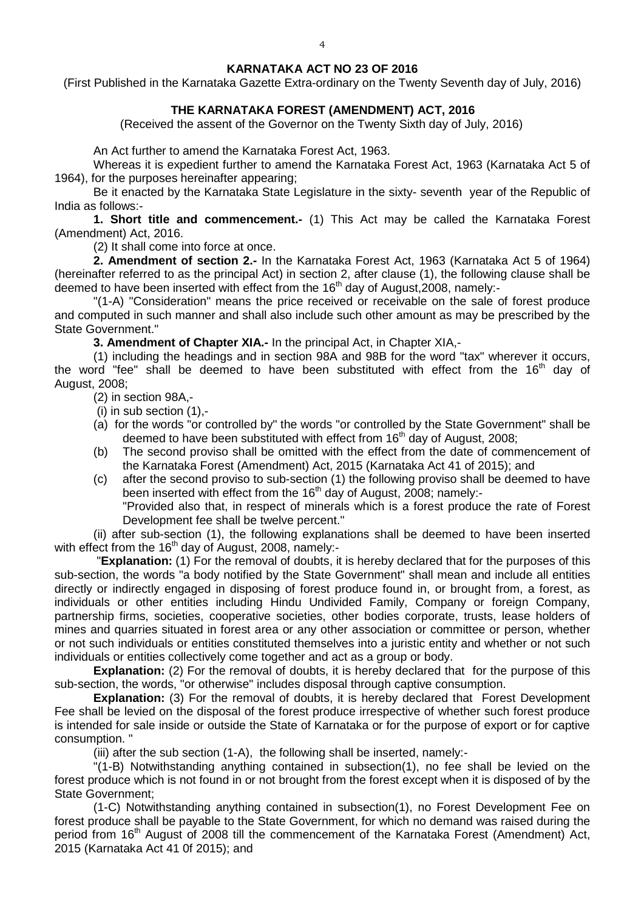## KARNATAKA ACT NO 23 OF 2016

(First Published in the Karnataka Gazette Extra-ordinary on the Twenty Seventh day of July, 2016)

### THE KARNATAKA FOREST (AMENDMENT) ACT, 2016

(Received the assent of the Governor on the Twenty Sixth day of July, 2016)

An Act further to amend the Karnataka Forest Act, 1963.

Whereas it is expedient further to amend the Karnataka Forest Act, 1963 (Karnataka Act 5 of 1964), for the purposes hereinafter appearing;

Be it enacted by the Karnataka State Legislature in the sixty- seventh year of the Republic of India as follows:-

**1. Short title and commencement.-** (1) This Act may be called the Karnataka Forest (Amendment) Act, 2016.

(2) It shall come into force at once.

**2. Amendment of section 2.-** In the Karnataka Forest Act, 1963 (Karnataka Act 5 of 1964) (hereinafter referred to as the principal Act) in section 2, after clause (1), the following clause shall be deemed to have been inserted with effect from the 16th day of August,2008, namely:-

"(1-A) "Consideration" means the price received or receivable on the sale of forest produce and computed in such manner and shall also include such other amount as may be prescribed by the State Government."

**3. Amendment of Chapter XIA.-** In the principal Act, in Chapter XIA,-

(1) including the headings and in section 98A and 98B for the word "tax" wherever it occurs, the word "fee" shall be deemed to have been substituted with effect from the 16th day of August, 2008;

(2) in section 98A,-

(i) in sub section (1),-

(a) for the words "or controlled by" the words "or controlled by the State Government" shall be deemed to have been substituted with effect from 16th day of August, 2008;

(b) The second proviso shall be omitted with the effect from the date of commencement of the Karnataka Forest (Amendment) Act, 2015 (Karnataka Act 41 of 2015); and

(c) after the second proviso to sub-section (1) the following proviso shall be deemed to have been inserted with effect from the 16th day of August, 2008; namely:-

"Provided also that, in respect of minerals which is a forest produce the rate of Forest Development fee shall be twelve percent."

(ii) after sub-section (1), the following explanations shall be deemed to have been inserted with effect from the 16th day of August, 2008, namely:-

"**Explanation:** (1) For the removal of doubts, it is hereby declared that for the purposes of this sub-section, the words "a body notified by the State Government" shall mean and include all entities directly or indirectly engaged in disposing of forest produce found in, or brought from, a forest, as individuals or other entities including Hindu Undivided Family, Company or foreign Company, partnership firms, societies, cooperative societies, other bodies corporate, trusts, lease holders of mines and quarries situated in forest area or any other association or committee or person, whether or not such individuals or entities constituted themselves into a juristic entity and whether or not such individuals or entities collectively come together and act as a group or body.

**Explanation:** (2) For the removal of doubts, it is hereby declared that for the purpose of this sub-section, the words, "or otherwise" includes disposal through captive consumption.

**Explanation:** (3) For the removal of doubts, it is hereby declared that Forest Development Fee shall be levied on the disposal of the forest produce irrespective of whether such forest produce is intended for sale inside or outside the State of Karnataka or for the purpose of export or for captive consumption. "

(iii) after the sub section (1-A), the following shall be inserted, namely:-

"(1-B) Notwithstanding anything contained in subsection(1), no fee shall be levied on the forest produce which is not found in or not brought from the forest except when it is disposed of by the State Government;

(1-C) Notwithstanding anything contained in subsection(1), no Forest Development Fee on forest produce shall be payable to the State Government, for which no demand was raised during the period from 16th August of 2008 till the commencement of the Karnataka Forest (Amendment) Act, 2015 (Karnataka Act 41 0f 2015); and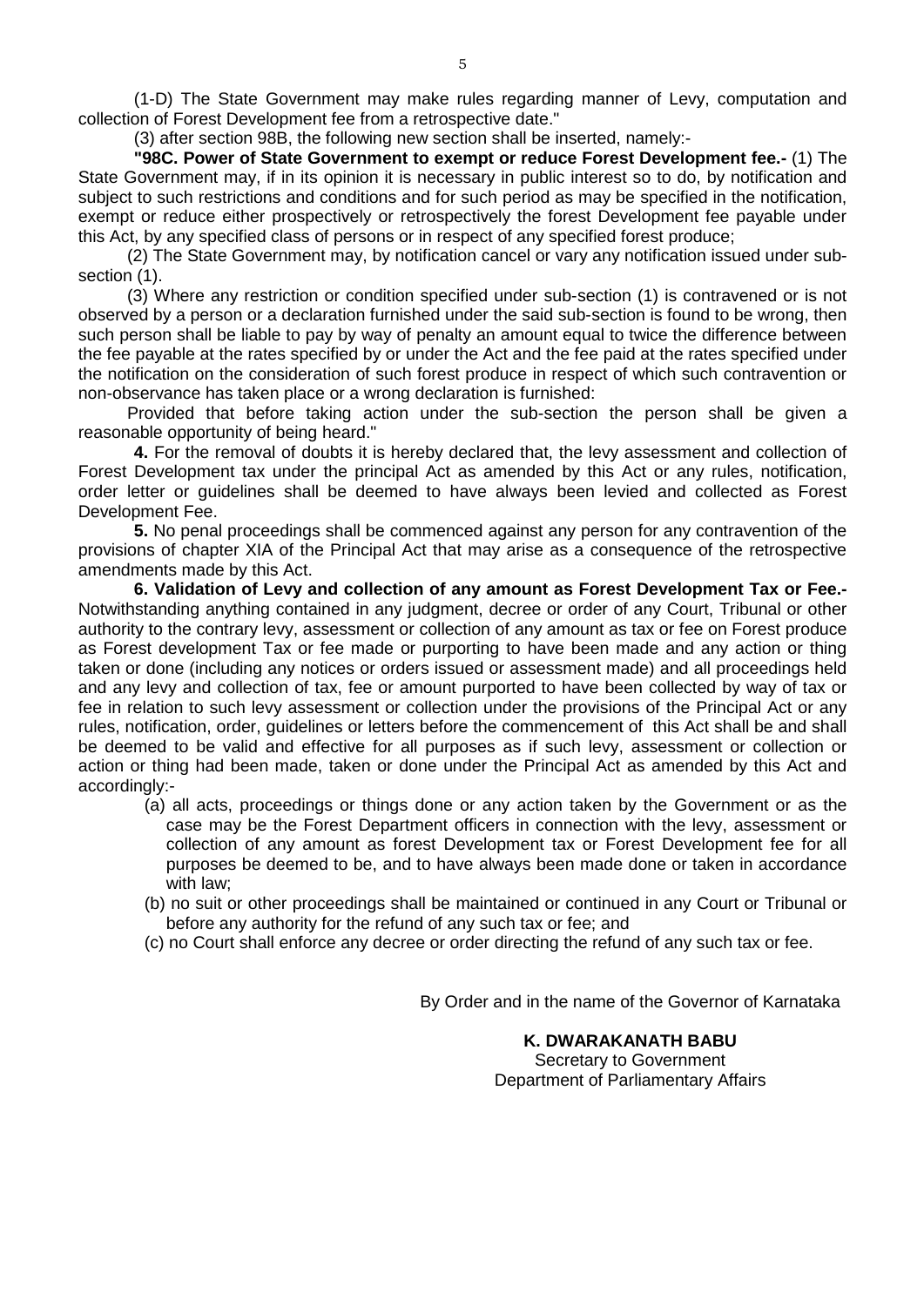(1-D) The State Government may make rules regarding manner of Levy, computation and collection of Forest Development fee from a retrospective date."

(3) after section 98B, the following new section shall be inserted, namely:-

**"98C. Power of State Government to exempt or reduce Forest Development fee.-** (1) The State Government may, if in its opinion it is necessary in public interest so to do, by notification and subject to such restrictions and conditions and for such period as may be specified in the notification, exempt or reduce either prospectively or retrospectively the forest Development fee payable under this Act, by any specified class of persons or in respect of any specified forest produce;

(2) The State Government may, by notification cancel or vary any notification issued under sub-section (1).

(3) Where any restriction or condition specified under sub-section (1) is contravened or is not observed by a person or a declaration furnished under the said sub-section is found to be wrong, then such person shall be liable to pay by way of penalty an amount equal to twice the difference between the fee payable at the rates specified by or under the Act and the fee paid at the rates specified under the notification on the consideration of such forest produce in respect of which such contravention or non-observance has taken place or a wrong declaration is furnished:

Provided that before taking action under the sub-section the person shall be given a reasonable opportunity of being heard."

**4.** For the removal of doubts it is hereby declared that, the levy assessment and collection of Forest Development tax under the principal Act as amended by this Act or any rules, notification, order letter or guidelines shall be deemed to have always been levied and collected as Forest Development Fee.

**5.** No penal proceedings shall be commenced against any person for any contravention of the provisions of chapter XIA of the Principal Act that may arise as a consequence of the retrospective amendments made by this Act.

**6. Validation of Levy and collection of any amount as Forest Development Tax or Fee.-** Notwithstanding anything contained in any judgment, decree or order of any Court, Tribunal or other authority to the contrary levy, assessment or collection of any amount as tax or fee on Forest produce as Forest development Tax or fee made or purporting to have been made and any action or thing taken or done (including any notices or orders issued or assessment made) and all proceedings held and any levy and collection of tax, fee or amount purported to have been collected by way of tax or fee in relation to such levy assessment or collection under the provisions of the Principal Act or any rules, notification, order, guidelines or letters before the commencement of this Act shall be and shall be deemed to be valid and effective for all purposes as if such levy, assessment or collection or action or thing had been made, taken or done under the Principal Act as amended by this Act and accordingly:-

(a) all acts, proceedings or things done or any action taken by the Government or as the case may be the Forest Department officers in connection with the levy, assessment or collection of any amount as forest Development tax or Forest Development fee for all purposes be deemed to be, and to have always been made done or taken in accordance with law;

(b) no suit or other proceedings shall be maintained or continued in any Court or Tribunal or before any authority for the refund of any such tax or fee; and

(c) no Court shall enforce any decree or order directing the refund of any such tax or fee.

By Order and in the name of the Governor of Karnataka

**K. DWARAKANATH BABU**
Secretary to Government
Department of Parliamentary Affairs